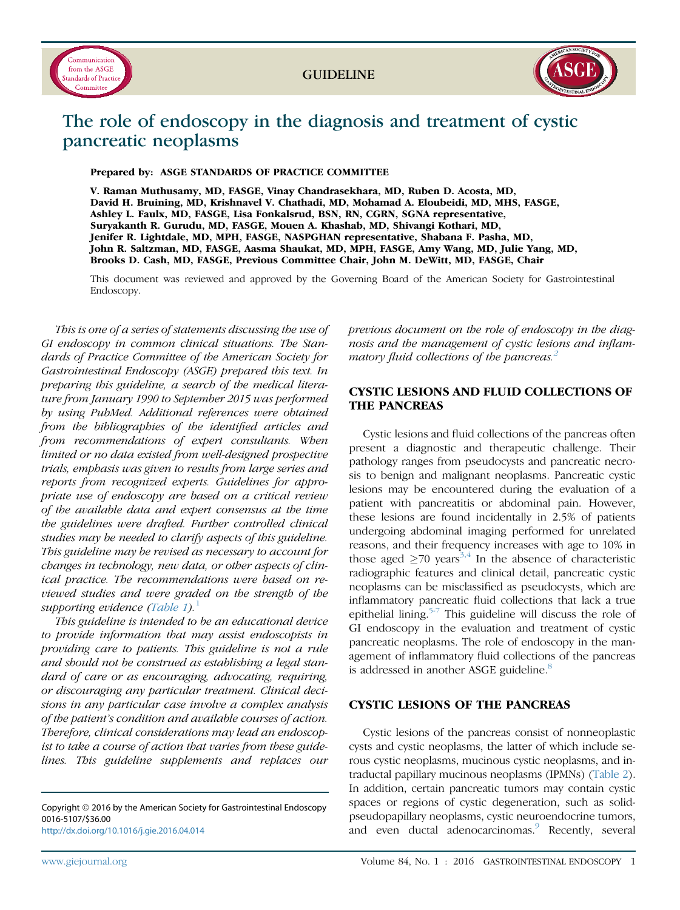GUIDELINE

# The role of endoscopy in the diagnosis and treatment of cystic pancreatic neoplasms

**Prepared by: ASGE STANDARDS OF PRACTICE COMMITTEE**

**V. Raman Muthusamy, MD, FASGE, Vinay Chandrasekhara, MD, Ruben D. Acosta, MD, David H. Bruining, MD, Krishnavel V. Chathadi, MD, Mohamad A. Eloubeidi, MD, MHS, FASGE, Ashley L. Faulx, MD, FASGE, Lisa Fonkalsrud, BSN, RN, CGRN, SGNA representative, Suryakanth R. Gurudu, MD, FASGE, Mouen A. Khashab, MD, Shivangi Kothari, MD, Jenifer R. Lightdale, MD, MPH, FASGE, NASPGHAN representative, Shabana F. Pasha, MD, John R. Saltzman, MD, FASGE, Aasma Shaukat, MD, MPH, FASGE, Amy Wang, MD, Julie Yang, MD, Brooks D. Cash, MD, FASGE, Previous Committee Chair, John M. DeWitt, MD, FASGE, Chair**

This document was reviewed and approved by the Governing Board of the American Society for Gastrointestinal Endoscopy.

*This is one of a series of statements discussing the use of GI endoscopy in common clinical situations. The Standards of Practice Committee of the American Society for Gastrointestinal Endoscopy (ASGE) prepared this text. In preparing this guideline, a search of the medical literature from January 1990 to September 2015 was performed by using PubMed. Additional references were obtained from the bibliographies of the identified articles and from recommendations of expert consultants. When limited or no data existed from well-designed prospective trials, emphasis was given to results from large series and reports from recognized experts. Guidelines for appropriate use of endoscopy are based on a critical review of the available data and expert consensus at the time the guidelines were drafted. Further controlled clinical studies may be needed to clarify aspects of this guideline. This guideline may be revised as necessary to account for changes in technology, new data, or other aspects of clinical practice. The recommendations were based on reviewed studies and were graded on the strength of the supporting evidence (Table 1).*[1]

*This guideline is intended to be an educational device to provide information that may assist endoscopists in providing care to patients. This guideline is not a rule and should not be construed as establishing a legal standard of care or as encouraging, advocating, requiring, or discouraging any particular treatment. Clinical decisions in any particular case involve a complex analysis of the patient's condition and available courses of action. Therefore, clinical considerations may lead an endoscopist to take a course of action that varies from these guidelines. This guideline supplements and replaces our previous document on the role of endoscopy in the diagnosis and the management of cystic lesions and inflammatory fluid collections of the pancreas.*[2]

Copyright © 2016 by the American Society for Gastrointestinal Endoscopy
0016-5107/$36.00
http://dx.doi.org/10.1016/j.gie.2016.04.014

## CYSTIC LESIONS AND FLUID COLLECTIONS OF THE PANCREAS

Cystic lesions and fluid collections of the pancreas often present a diagnostic and therapeutic challenge. Their pathology ranges from pseudocysts and pancreatic necrosis to benign and malignant neoplasms. Pancreatic cystic lesions may be encountered during the evaluation of a patient with pancreatitis or abdominal pain. However, these lesions are found incidentally in 2.5% of patients undergoing abdominal imaging performed for unrelated reasons, and their frequency increases with age to 10% in those aged ≥70 years[3,4] In the absence of characteristic radiographic features and clinical detail, pancreatic cystic neoplasms can be misclassified as pseudocysts, which are inflammatory pancreatic fluid collections that lack a true epithelial lining.[5-7] This guideline will discuss the role of GI endoscopy in the evaluation and treatment of cystic pancreatic neoplasms. The role of endoscopy in the management of inflammatory fluid collections of the pancreas is addressed in another ASGE guideline.[8]

## CYSTIC LESIONS OF THE PANCREAS

Cystic lesions of the pancreas consist of nonneoplastic cysts and cystic neoplasms, the latter of which include serous cystic neoplasms, mucinous cystic neoplasms, and intraductal papillary mucinous neoplasms (IPMNs) (Table 2). In addition, certain pancreatic tumors may contain cystic spaces or regions of cystic degeneration, such as solid-pseudopapillary neoplasms, cystic neuroendocrine tumors, and even ductal adenocarcinomas.[9] Recently, several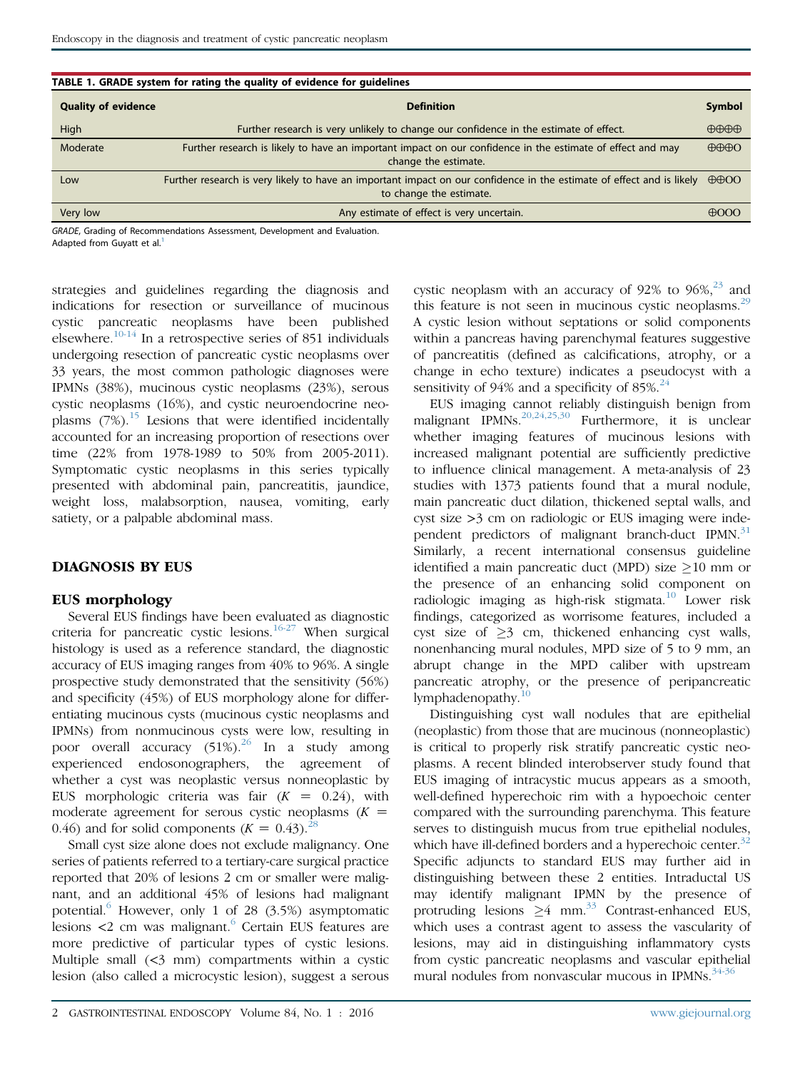**TABLE 1. GRADE system for rating the quality of evidence for guidelines**

| Quality of evidence | Definition | Symbol |
|---|---|---|
| High | Further research is very unlikely to change our confidence in the estimate of effect. | ⊕⊕⊕⊕ |
| Moderate | Further research is likely to have an important impact on our confidence in the estimate of effect and may change the estimate. | ⊕⊕⊕O |
| Low | Further research is very likely to have an important impact on our confidence in the estimate of effect and is likely to change the estimate. | ⊕⊕OO |
| Very low | Any estimate of effect is very uncertain. | ⊕OOO |

*GRADE*, Grading of Recommendations Assessment, Development and Evaluation.
Adapted from Guyatt et al.[1]

strategies and guidelines regarding the diagnosis and indications for resection or surveillance of mucinous cystic pancreatic neoplasms have been published elsewhere.[10-14] In a retrospective series of 851 individuals undergoing resection of pancreatic cystic neoplasms over 33 years, the most common pathologic diagnoses were IPMNs (38%), mucinous cystic neoplasms (23%), serous cystic neoplasms (16%), and cystic neuroendocrine neoplasms (7%).[15] Lesions that were identified incidentally accounted for an increasing proportion of resections over time (22% from 1978-1989 to 50% from 2005-2011). Symptomatic cystic neoplasms in this series typically presented with abdominal pain, pancreatitis, jaundice, weight loss, malabsorption, nausea, vomiting, early satiety, or a palpable abdominal mass.

## DIAGNOSIS BY EUS

### EUS morphology

Several EUS findings have been evaluated as diagnostic criteria for pancreatic cystic lesions.[16-27] When surgical histology is used as a reference standard, the diagnostic accuracy of EUS imaging ranges from 40% to 96%. A single prospective study demonstrated that the sensitivity (56%) and specificity (45%) of EUS morphology alone for differentiating mucinous cysts (mucinous cystic neoplasms and IPMNs) from nonmucinous cysts were low, resulting in poor overall accuracy (51%).[26] In a study among experienced endosonographers, the agreement of whether a cyst was neoplastic versus nonneoplastic by EUS morphologic criteria was fair ($K = 0.24$), with moderate agreement for serous cystic neoplasms ($K = 0.46$) and for solid components ($K = 0.43$).[28]

Small cyst size alone does not exclude malignancy. One series of patients referred to a tertiary-care surgical practice reported that 20% of lesions 2 cm or smaller were malignant, and an additional 45% of lesions had malignant potential.[6] However, only 1 of 28 (3.5%) asymptomatic lesions <2 cm was malignant.[6] Certain EUS features are more predictive of particular types of cystic lesions. Multiple small (<3 mm) compartments within a cystic lesion (also called a microcystic lesion), suggest a serous cystic neoplasm with an accuracy of 92% to 96%,[23] and this feature is not seen in mucinous cystic neoplasms.[29] A cystic lesion without septations or solid components within a pancreas having parenchymal features suggestive of pancreatitis (defined as calcifications, atrophy, or a change in echo texture) indicates a pseudocyst with a sensitivity of 94% and a specificity of 85%.[24]

EUS imaging cannot reliably distinguish benign from malignant IPMNs.[20,24,25,30] Furthermore, it is unclear whether imaging features of mucinous lesions with increased malignant potential are sufficiently predictive to influence clinical management. A meta-analysis of 23 studies with 1373 patients found that a mural nodule, main pancreatic duct dilation, thickened septal walls, and cyst size >3 cm on radiologic or EUS imaging were independent predictors of malignant branch-duct IPMN.[31] Similarly, a recent international consensus guideline identified a main pancreatic duct (MPD) size ≥10 mm or the presence of an enhancing solid component on radiologic imaging as high-risk stigmata.[10] Lower risk findings, categorized as worrisome features, included a cyst size of ≥3 cm, thickened enhancing cyst walls, nonenhancing mural nodules, MPD size of 5 to 9 mm, an abrupt change in the MPD caliber with upstream pancreatic atrophy, or the presence of peripancreatic lymphadenopathy.[10]

Distinguishing cyst wall nodules that are epithelial (neoplastic) from those that are mucinous (nonneoplastic) is critical to properly risk stratify pancreatic cystic neoplasms. A recent blinded interobserver study found that EUS imaging of intracystic mucus appears as a smooth, well-defined hyperechoic rim with a hypoechoic center compared with the surrounding parenchyma. This feature serves to distinguish mucus from true epithelial nodules, which have ill-defined borders and a hyperechoic center.[32] Specific adjuncts to standard EUS may further aid in distinguishing between these 2 entities. Intraductal US may identify malignant IPMN by the presence of protruding lesions ≥4 mm.[33] Contrast-enhanced EUS, which uses a contrast agent to assess the vascularity of lesions, may aid in distinguishing inflammatory cysts from cystic pancreatic neoplasms and vascular epithelial mural nodules from nonvascular mucous in IPMNs.[34-36]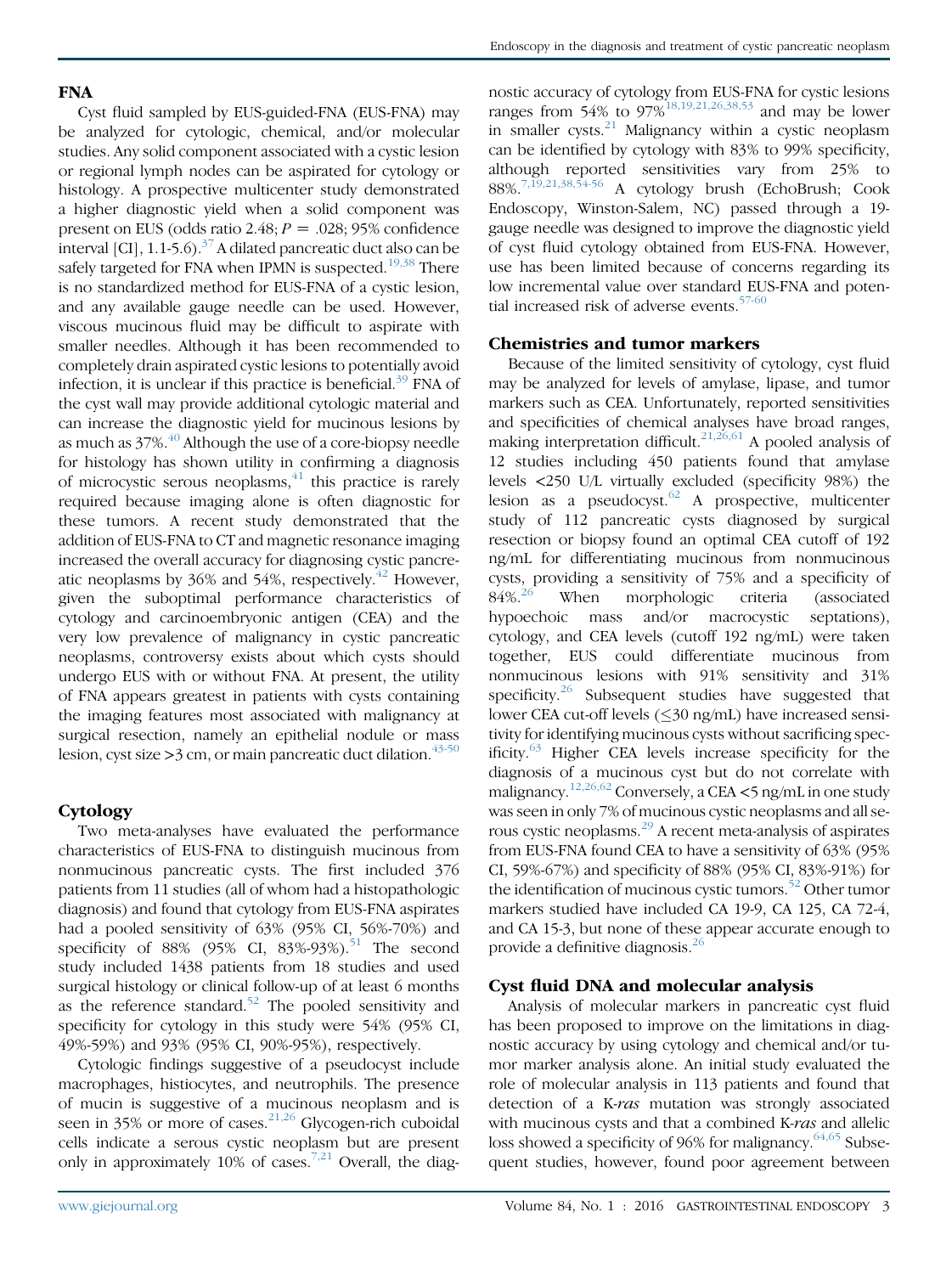## FNA

Cyst fluid sampled by EUS-guided-FNA (EUS-FNA) may be analyzed for cytologic, chemical, and/or molecular studies. Any solid component associated with a cystic lesion or regional lymph nodes can be aspirated for cytology or histology. A prospective multicenter study demonstrated a higher diagnostic yield when a solid component was present on EUS (odds ratio 2.48; $P = .028$; 95% confidence interval [CI], 1.1-5.6).[37] A dilated pancreatic duct also can be safely targeted for FNA when IPMN is suspected.[19,38] There is no standardized method for EUS-FNA of a cystic lesion, and any available gauge needle can be used. However, viscous mucinous fluid may be difficult to aspirate with smaller needles. Although it has been recommended to completely drain aspirated cystic lesions to potentially avoid infection, it is unclear if this practice is beneficial.[39] FNA of the cyst wall may provide additional cytologic material and can increase the diagnostic yield for mucinous lesions by as much as 37%.[40] Although the use of a core-biopsy needle for histology has shown utility in confirming a diagnosis of microcystic serous neoplasms,[41] this practice is rarely required because imaging alone is often diagnostic for these tumors. A recent study demonstrated that the addition of EUS-FNA to CT and magnetic resonance imaging increased the overall accuracy for diagnosing cystic pancreatic neoplasms by 36% and 54%, respectively.[42] However, given the suboptimal performance characteristics of cytology and carcinoembryonic antigen (CEA) and the very low prevalence of malignancy in cystic pancreatic neoplasms, controversy exists about which cysts should undergo EUS with or without FNA. At present, the utility of FNA appears greatest in patients with cysts containing the imaging features most associated with malignancy at surgical resection, namely an epithelial nodule or mass lesion, cyst size >3 cm, or main pancreatic duct dilation.[43-50]

### Cytology

Two meta-analyses have evaluated the performance characteristics of EUS-FNA to distinguish mucinous from nonmucinous pancreatic cysts. The first included 376 patients from 11 studies (all of whom had a histopathologic diagnosis) and found that cytology from EUS-FNA aspirates had a pooled sensitivity of 63% (95% CI, 56%-70%) and specificity of 88% (95% CI, 83%-93%).[51] The second study included 1438 patients from 18 studies and used surgical histology or clinical follow-up of at least 6 months as the reference standard.[52] The pooled sensitivity and specificity for cytology in this study were 54% (95% CI, 49%-59%) and 93% (95% CI, 90%-95%), respectively.

Cytologic findings suggestive of a pseudocyst include macrophages, histiocytes, and neutrophils. The presence of mucin is suggestive of a mucinous neoplasm and is seen in 35% or more of cases.[21,26] Glycogen-rich cuboidal cells indicate a serous cystic neoplasm but are present only in approximately 10% of cases.[7,21] Overall, the diagnostic accuracy of cytology from EUS-FNA for cystic lesions ranges from 54% to 97%[18,19,21,26,38,53] and may be lower in smaller cysts.[21] Malignancy within a cystic neoplasm can be identified by cytology with 83% to 99% specificity, although reported sensitivities vary from 25% to 88%.[7,19,21,38,54-56] A cytology brush (EchoBrush; Cook Endoscopy, Winston-Salem, NC) passed through a 19-gauge needle was designed to improve the diagnostic yield of cyst fluid cytology obtained from EUS-FNA. However, use has been limited because of concerns regarding its low incremental value over standard EUS-FNA and potential increased risk of adverse events.[57-60]

### Chemistries and tumor markers

Because of the limited sensitivity of cytology, cyst fluid may be analyzed for levels of amylase, lipase, and tumor markers such as CEA. Unfortunately, reported sensitivities and specificities of chemical analyses have broad ranges, making interpretation difficult.[21,26,61] A pooled analysis of 12 studies including 450 patients found that amylase levels <250 U/L virtually excluded (specificity 98%) the lesion as a pseudocyst.[62] A prospective, multicenter study of 112 pancreatic cysts diagnosed by surgical resection or biopsy found an optimal CEA cutoff of 192 ng/mL for differentiating mucinous from nonmucinous cysts, providing a sensitivity of 75% and a specificity of 84%.[26] When morphologic criteria (associated hypoechoic mass and/or macrocystic septations), cytology, and CEA levels (cutoff 192 ng/mL) were taken together, EUS could differentiate mucinous from nonmucinous lesions with 91% sensitivity and 31% specificity.[26] Subsequent studies have suggested that lower CEA cut-off levels (≤30 ng/mL) have increased sensitivity for identifying mucinous cysts without sacrificing specificity.[63] Higher CEA levels increase specificity for the diagnosis of a mucinous cyst but do not correlate with malignancy.[12,26,62] Conversely, a CEA <5 ng/mL in one study was seen in only 7% of mucinous cystic neoplasms and all serous cystic neoplasms.[29] A recent meta-analysis of aspirates from EUS-FNA found CEA to have a sensitivity of 63% (95% CI, 59%-67%) and specificity of 88% (95% CI, 83%-91%) for the identification of mucinous cystic tumors.[52] Other tumor markers studied have included CA 19-9, CA 125, CA 72-4, and CA 15-3, but none of these appear accurate enough to provide a definitive diagnosis.[26]

### Cyst fluid DNA and molecular analysis

Analysis of molecular markers in pancreatic cyst fluid has been proposed to improve on the limitations in diagnostic accuracy by using cytology and chemical and/or tumor marker analysis alone. An initial study evaluated the role of molecular analysis in 113 patients and found that detection of a K-*ras* mutation was strongly associated with mucinous cysts and that a combined K-*ras* and allelic loss showed a specificity of 96% for malignancy.[64,65] Subsequent studies, however, found poor agreement between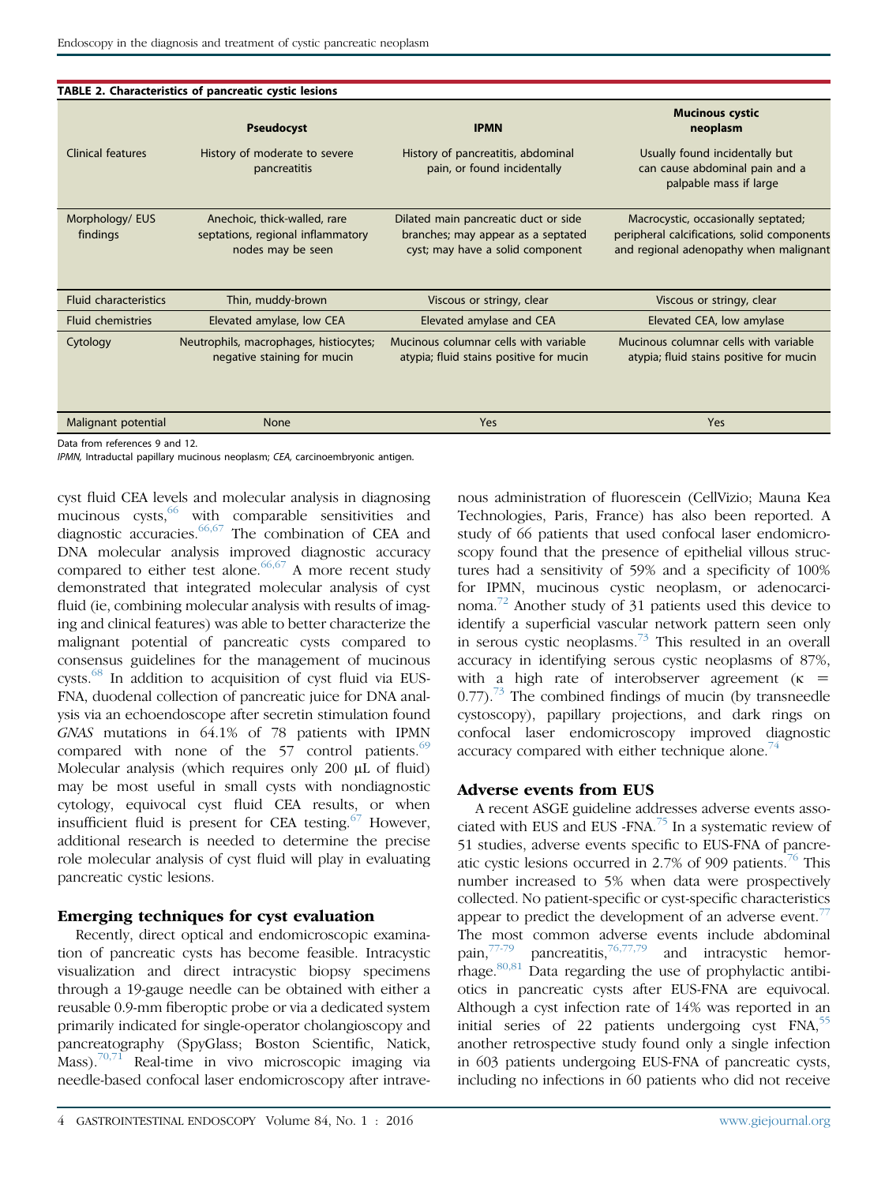**TABLE 2. Characteristics of pancreatic cystic lesions**

| | Pseudocyst | IPMN | Mucinous cystic neoplasm |
|---|---|---|---|
| Clinical features | History of moderate to severe pancreatitis | History of pancreatitis, abdominal pain, or found incidentally | Usually found incidentally but can cause abdominal pain and a palpable mass if large |
| Morphology/ EUS findings | Anechoic, thick-walled, rare septations, regional inflammatory nodes may be seen | Dilated main pancreatic duct or side branches; may appear as a septated cyst; may have a solid component | Macrocystic, occasionally septated; peripheral calcifications, solid components and regional adenopathy when malignant |
| Fluid characteristics | Thin, muddy-brown | Viscous or stringy, clear | Viscous or stringy, clear |
| Fluid chemistries | Elevated amylase, low CEA | Elevated amylase and CEA | Elevated CEA, low amylase |
| Cytology | Neutrophils, macrophages, histiocytes; negative staining for mucin | Mucinous columnar cells with variable atypia; fluid stains positive for mucin | Mucinous columnar cells with variable atypia; fluid stains positive for mucin |
| Malignant potential | None | Yes | Yes |

Data from references 9 and 12.

*IPMN,* Intraductal papillary mucinous neoplasm; *CEA,* carcinoembryonic antigen.

cyst fluid CEA levels and molecular analysis in diagnosing mucinous cysts,[66] with comparable sensitivities and diagnostic accuracies.[66,67] The combination of CEA and DNA molecular analysis improved diagnostic accuracy compared to either test alone.[66,67] A more recent study demonstrated that integrated molecular analysis of cyst fluid (ie, combining molecular analysis with results of imaging and clinical features) was able to better characterize the malignant potential of pancreatic cysts compared to consensus guidelines for the management of mucinous cysts.[68] In addition to acquisition of cyst fluid via EUS-FNA, duodenal collection of pancreatic juice for DNA analysis via an echoendoscope after secretin stimulation found *GNAS* mutations in 64.1% of 78 patients with IPMN compared with none of the 57 control patients.[69] Molecular analysis (which requires only 200 μL of fluid) may be most useful in small cysts with nondiagnostic cytology, equivocal cyst fluid CEA results, or when insufficient fluid is present for CEA testing.[67] However, additional research is needed to determine the precise role molecular analysis of cyst fluid will play in evaluating pancreatic cystic lesions.

## Emerging techniques for cyst evaluation

Recently, direct optical and endomicroscopic examination of pancreatic cysts has become feasible. Intracystic visualization and direct intracystic biopsy specimens through a 19-gauge needle can be obtained with either a reusable 0.9-mm fiberoptic probe or via a dedicated system primarily indicated for single-operator cholangioscopy and pancreatography (SpyGlass; Boston Scientific, Natick, Mass).[70,71] Real-time in vivo microscopic imaging via needle-based confocal laser endomicroscopy after intravenous administration of fluorescein (CellVizio; Mauna Kea Technologies, Paris, France) has also been reported. A study of 66 patients that used confocal laser endomicroscopy found that the presence of epithelial villous structures had a sensitivity of 59% and a specificity of 100% for IPMN, mucinous cystic neoplasm, or adenocarcinoma.[72] Another study of 31 patients used this device to identify a superficial vascular network pattern seen only in serous cystic neoplasms.[73] This resulted in an overall accuracy in identifying serous cystic neoplasms of 87%, with a high rate of interobserver agreement ($\kappa$ = 0.77).[73] The combined findings of mucin (by transneedle cystoscopy), papillary projections, and dark rings on confocal laser endomicroscopy improved diagnostic accuracy compared with either technique alone.[74]

## Adverse events from EUS

A recent ASGE guideline addresses adverse events associated with EUS and EUS -FNA.[75] In a systematic review of 51 studies, adverse events specific to EUS-FNA of pancreatic cystic lesions occurred in 2.7% of 909 patients.[76] This number increased to 5% when data were prospectively collected. No patient-specific or cyst-specific characteristics appear to predict the development of an adverse event.[77] The most common adverse events include abdominal pain,[77-79] pancreatitis,[76,77,79] and intracystic hemorrhage.[80,81] Data regarding the use of prophylactic antibiotics in pancreatic cysts after EUS-FNA are equivocal. Although a cyst infection rate of 14% was reported in an initial series of 22 patients undergoing cyst FNA,[55] another retrospective study found only a single infection in 603 patients undergoing EUS-FNA of pancreatic cysts, including no infections in 60 patients who did not receive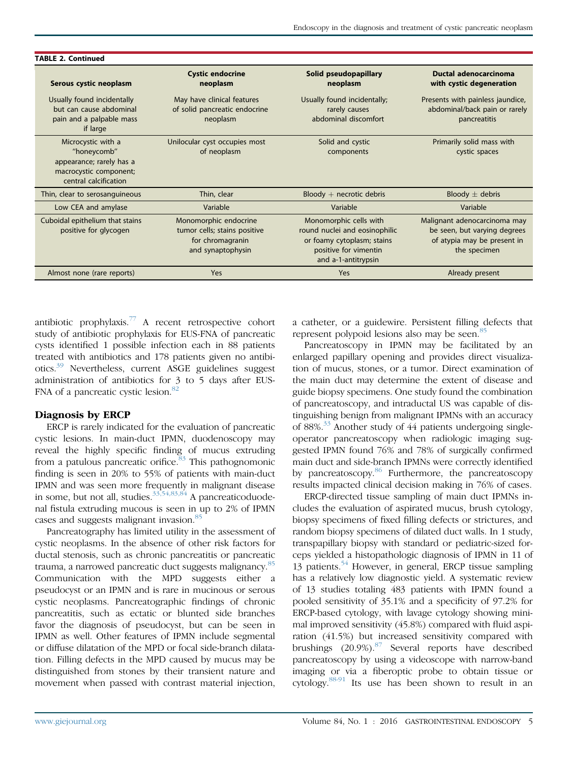**TABLE 2. Continued**

| Serous cystic neoplasm | Cystic endocrine neoplasm | Solid pseudopapillary neoplasm | Ductal adenocarcinoma with cystic degeneration |
|---|---|---|---|
| Usually found incidentally but can cause abdominal pain and a palpable mass if large | May have clinical features of solid pancreatic endocrine neoplasm | Usually found incidentally; rarely causes abdominal discomfort | Presents with painless jaundice, abdominal/back pain or rarely pancreatitis |
| Microcystic with a "honeycomb" appearance; rarely has a macrocystic component; central calcification | Unilocular cyst occupies most of neoplasm | Solid and cystic components | Primarily solid mass with cystic spaces |
| Thin, clear to serosanguineous | Thin, clear | Bloody + necrotic debris | Bloody ± debris |
| Low CEA and amylase | Variable | Variable | Variable |
| Cuboidal epithelium that stains positive for glycogen | Monomorphic endocrine tumor cells; stains positive for chromagranin and synaptophysin | Monomorphic cells with round nuclei and eosinophilic or foamy cytoplasm; stains positive for vimentin and a-1-antitrypsin | Malignant adenocarcinoma may be seen, but varying degrees of atypia may be present in the specimen |
| Almost none (rare reports) | Yes | Yes | Already present |

antibiotic prophylaxis.[77] A recent retrospective cohort study of antibiotic prophylaxis for EUS-FNA of pancreatic cysts identified 1 possible infection each in 88 patients treated with antibiotics and 178 patients given no antibiotics.[39] Nevertheless, current ASGE guidelines suggest administration of antibiotics for 3 to 5 days after EUS-FNA of a pancreatic cystic lesion.[82]

## Diagnosis by ERCP

ERCP is rarely indicated for the evaluation of pancreatic cystic lesions. In main-duct IPMN, duodenoscopy may reveal the highly specific finding of mucus extruding from a patulous pancreatic orifice.[83] This pathognomonic finding is seen in 20% to 55% of patients with main-duct IPMN and was seen more frequently in malignant disease in some, but not all, studies.[33,54,83,84] A pancreaticoduodenal fistula extruding mucous is seen in up to 2% of IPMN cases and suggests malignant invasion.[85]

Pancreatography has limited utility in the assessment of cystic neoplasms. In the absence of other risk factors for ductal stenosis, such as chronic pancreatitis or pancreatic trauma, a narrowed pancreatic duct suggests malignancy.[85] Communication with the MPD suggests either a pseudocyst or an IPMN and is rare in mucinous or serous cystic neoplasms. Pancreatographic findings of chronic pancreatitis, such as ectatic or blunted side branches favor the diagnosis of pseudocyst, but can be seen in IPMN as well. Other features of IPMN include segmental or diffuse dilatation of the MPD or focal side-branch dilatation. Filling defects in the MPD caused by mucus may be distinguished from stones by their transient nature and movement when passed with contrast material injection, a catheter, or a guidewire. Persistent filling defects that represent polypoid lesions also may be seen.[85]

Pancreatoscopy in IPMN may be facilitated by an enlarged papillary opening and provides direct visualization of mucus, stones, or a tumor. Direct examination of the main duct may determine the extent of disease and guide biopsy specimens. One study found the combination of pancreatoscopy, and intraductal US was capable of distinguishing benign from malignant IPMNs with an accuracy of 88%.[33] Another study of 44 patients undergoing single-operator pancreatoscopy when radiologic imaging suggested IPMN found 76% and 78% of surgically confirmed main duct and side-branch IPMNs were correctly identified by pancreatoscopy.[86] Furthermore, the pancreatoscopy results impacted clinical decision making in 76% of cases.

ERCP-directed tissue sampling of main duct IPMNs includes the evaluation of aspirated mucus, brush cytology, biopsy specimens of fixed filling defects or strictures, and random biopsy specimens of dilated duct walls. In 1 study, transpapillary biopsy with standard or pediatric-sized forceps yielded a histopathologic diagnosis of IPMN in 11 of 13 patients.[54] However, in general, ERCP tissue sampling has a relatively low diagnostic yield. A systematic review of 13 studies totaling 483 patients with IPMN found a pooled sensitivity of 35.1% and a specificity of 97.2% for ERCP-based cytology, with lavage cytology showing minimal improved sensitivity (45.8%) compared with fluid aspiration (41.5%) but increased sensitivity compared with brushings (20.9%).[87] Several reports have described pancreatoscopy by using a videoscope with narrow-band imaging or via a fiberoptic probe to obtain tissue or cytology.[88-91] Its use has been shown to result in an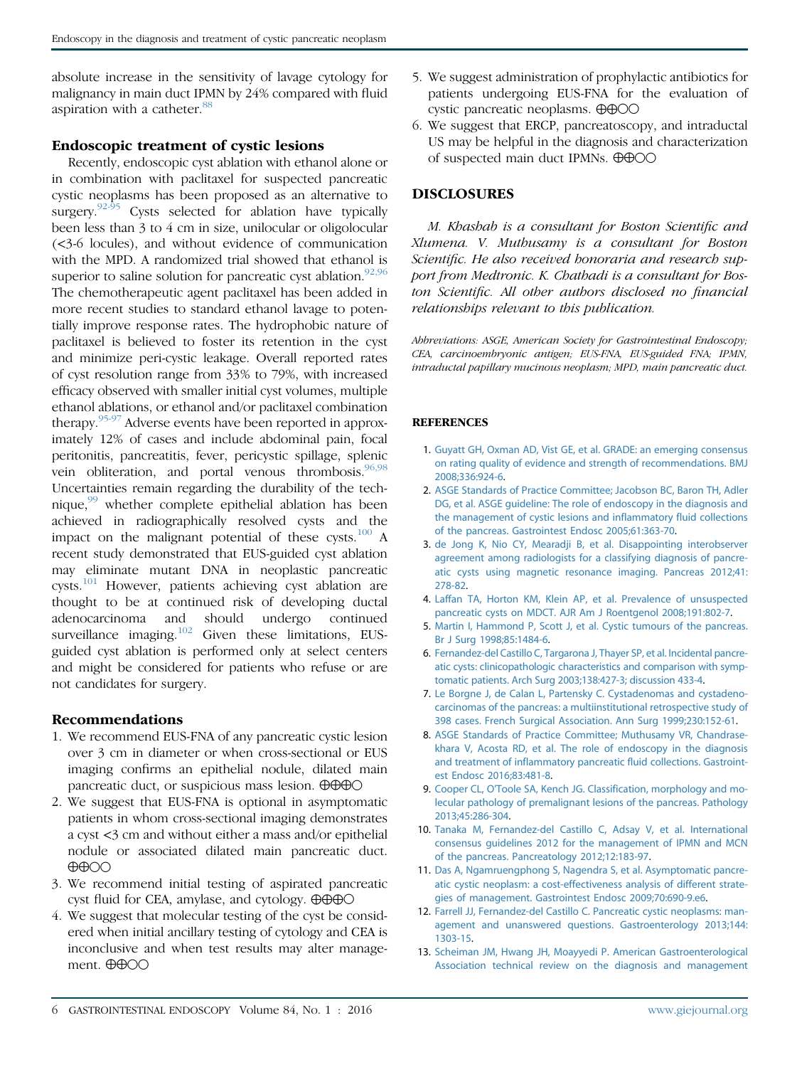absolute increase in the sensitivity of lavage cytology for malignancy in main duct IPMN by 24% compared with fluid aspiration with a catheter.[88]

## Endoscopic treatment of cystic lesions

Recently, endoscopic cyst ablation with ethanol alone or in combination with paclitaxel for suspected pancreatic cystic neoplasms has been proposed as an alternative to surgery.[92-95] Cysts selected for ablation have typically been less than 3 to 4 cm in size, unilocular or oligolocular (<3-6 locules), and without evidence of communication with the MPD. A randomized trial showed that ethanol is superior to saline solution for pancreatic cyst ablation.[92,96] The chemotherapeutic agent paclitaxel has been added in more recent studies to standard ethanol lavage to potentially improve response rates. The hydrophobic nature of paclitaxel is believed to foster its retention in the cyst and minimize peri-cystic leakage. Overall reported rates of cyst resolution range from 33% to 79%, with increased efficacy observed with smaller initial cyst volumes, multiple ethanol ablations, or ethanol and/or paclitaxel combination therapy.[95-97] Adverse events have been reported in approximately 12% of cases and include abdominal pain, focal peritonitis, pancreatitis, fever, pericystic spillage, splenic vein obliteration, and portal venous thrombosis.[96,98] Uncertainties remain regarding the durability of the technique,[99] whether complete epithelial ablation has been achieved in radiographically resolved cysts and the impact on the malignant potential of these cysts.[100] A recent study demonstrated that EUS-guided cyst ablation may eliminate mutant DNA in neoplastic pancreatic cysts.[101] However, patients achieving cyst ablation are thought to be at continued risk of developing ductal adenocarcinoma and should undergo continued surveillance imaging.[102] Given these limitations, EUS-guided cyst ablation is performed only at select centers and might be considered for patients who refuse or are not candidates for surgery.

## Recommendations

1. We recommend EUS-FNA of any pancreatic cystic lesion over 3 cm in diameter or when cross-sectional or EUS imaging confirms an epithelial nodule, dilated main pancreatic duct, or suspicious mass lesion. ⊕⊕⊕○
2. We suggest that EUS-FNA is optional in asymptomatic patients in whom cross-sectional imaging demonstrates a cyst <3 cm and without either a mass and/or epithelial nodule or associated dilated main pancreatic duct. ⊕⊕○○
3. We recommend initial testing of aspirated pancreatic cyst fluid for CEA, amylase, and cytology. ⊕⊕⊕○
4. We suggest that molecular testing of the cyst be considered when initial ancillary testing of cytology and CEA is inconclusive and when test results may alter management. ⊕⊕○○
5. We suggest administration of prophylactic antibiotics for patients undergoing EUS-FNA for the evaluation of cystic pancreatic neoplasms. ⊕⊕○○
6. We suggest that ERCP, pancreatoscopy, and intraductal US may be helpful in the diagnosis and characterization of suspected main duct IPMNs. ⊕⊕○○

## DISCLOSURES

*M. Khashab is a consultant for Boston Scientific and Xlumena. V. Muthusamy is a consultant for Boston Scientific. He also received honoraria and research support from Medtronic. K. Chathadi is a consultant for Boston Scientific. All other authors disclosed no financial relationships relevant to this publication.*

*Abbreviations: ASGE, American Society for Gastrointestinal Endoscopy; CEA, carcinoembryonic antigen; EUS-FNA, EUS-guided FNA; IPMN, intraductal papillary mucinous neoplasm; MPD, main pancreatic duct.*

## REFERENCES

1. Guyatt GH, Oxman AD, Vist GE, et al. GRADE: an emerging consensus on rating quality of evidence and strength of recommendations. BMJ 2008;336:924-6.
2. ASGE Standards of Practice Committee; Jacobson BC, Baron TH, Adler DG, et al. ASGE guideline: The role of endoscopy in the diagnosis and the management of cystic lesions and inflammatory fluid collections of the pancreas. Gastrointest Endosc 2005;61:363-70.
3. de Jong K, Nio CY, Mearadji B, et al. Disappointing interobserver agreement among radiologists for a classifying diagnosis of pancreatic cysts using magnetic resonance imaging. Pancreas 2012;41: 278-82.
4. Laffan TA, Horton KM, Klein AP, et al. Prevalence of unsuspected pancreatic cysts on MDCT. AJR Am J Roentgenol 2008;191:802-7.
5. Martin I, Hammond P, Scott J, et al. Cystic tumours of the pancreas. Br J Surg 1998;85:1484-6.
6. Fernandez-del Castillo C, Targarona J, Thayer SP, et al. Incidental pancreatic cysts: clinicopathologic characteristics and comparison with symptomatic patients. Arch Surg 2003;138:427-3; discussion 433-4.
7. Le Borgne J, de Calan L, Partensky C. Cystadenomas and cystadenocarcinomas of the pancreas: a multiinstitutional retrospective study of 398 cases. French Surgical Association. Ann Surg 1999;230:152-61.
8. ASGE Standards of Practice Committee; Muthusamy VR, Chandrasekhara V, Acosta RD, et al. The role of endoscopy in the diagnosis and treatment of inflammatory pancreatic fluid collections. Gastrointest Endosc 2016;83:481-8.
9. Cooper CL, O'Toole SA, Kench JG. Classification, morphology and molecular pathology of premalignant lesions of the pancreas. Pathology 2013;45:286-304.
10. Tanaka M, Fernandez-del Castillo C, Adsay V, et al. International consensus guidelines 2012 for the management of IPMN and MCN of the pancreas. Pancreatology 2012;12:183-97.
11. Das A, Ngamruengphong S, Nagendra S, et al. Asymptomatic pancreatic cystic neoplasm: a cost-effectiveness analysis of different strategies of management. Gastrointest Endosc 2009;70:690-9.e6.
12. Farrell JJ, Fernandez-del Castillo C. Pancreatic cystic neoplasms: management and unanswered questions. Gastroenterology 2013;144: 1303-15.
13. Scheiman JM, Hwang JH, Moayyedi P. American Gastroenterological Association technical review on the diagnosis and management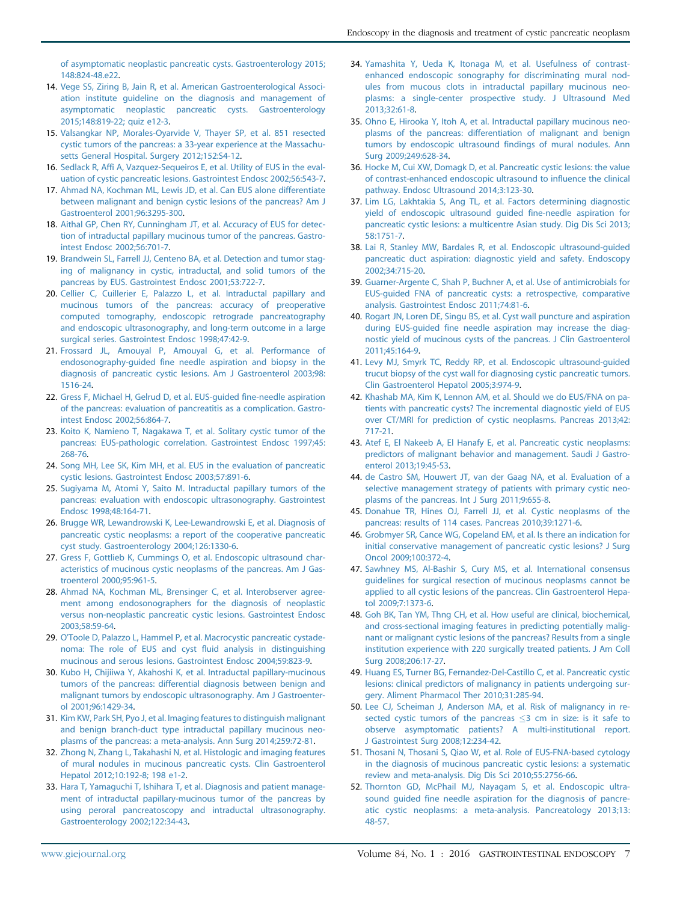of asymptomatic neoplastic pancreatic cysts. Gastroenterology 2015; 148:824-48.e22.

14. Vege SS, Ziring B, Jain R, et al. American Gastroenterological Association institute guideline on the diagnosis and management of asymptomatic neoplastic pancreatic cysts. Gastroenterology 2015;148:819-22; quiz e12-3.
15. Valsangkar NP, Morales-Oyarvide V, Thayer SP, et al. 851 resected cystic tumors of the pancreas: a 33-year experience at the Massachusetts General Hospital. Surgery 2012;152:S4-12.
16. Sedlack R, Affi A, Vazquez-Sequeiros E, et al. Utility of EUS in the evaluation of cystic pancreatic lesions. Gastrointest Endosc 2002;56:543-7.
17. Ahmad NA, Kochman ML, Lewis JD, et al. Can EUS alone differentiate between malignant and benign cystic lesions of the pancreas? Am J Gastroenterol 2001;96:3295-300.
18. Aithal GP, Chen RY, Cunningham JT, et al. Accuracy of EUS for detection of intraductal papillary mucinous tumor of the pancreas. Gastrointest Endosc 2002;56:701-7.
19. Brandwein SL, Farrell JJ, Centeno BA, et al. Detection and tumor staging of malignancy in cystic, intraductal, and solid tumors of the pancreas by EUS. Gastrointest Endosc 2001;53:722-7.
20. Cellier C, Cuillerier E, Palazzo L, et al. Intraductal papillary and mucinous tumors of the pancreas: accuracy of preoperative computed tomography, endoscopic retrograde pancreatography and endoscopic ultrasonography, and long-term outcome in a large surgical series. Gastrointest Endosc 1998;47:42-9.
21. Frossard JL, Amouyal P, Amouyal G, et al. Performance of endosonography-guided fine needle aspiration and biopsy in the diagnosis of pancreatic cystic lesions. Am J Gastroenterol 2003;98: 1516-24.
22. Gress F, Michael H, Gelrud D, et al. EUS-guided fine-needle aspiration of the pancreas: evaluation of pancreatitis as a complication. Gastrointest Endosc 2002;56:864-7.
23. Koito K, Namieno T, Nagakawa T, et al. Solitary cystic tumor of the pancreas: EUS-pathologic correlation. Gastrointest Endosc 1997;45: 268-76.
24. Song MH, Lee SK, Kim MH, et al. EUS in the evaluation of pancreatic cystic lesions. Gastrointest Endosc 2003;57:891-6.
25. Sugiyama M, Atomi Y, Saito M. Intraductal papillary tumors of the pancreas: evaluation with endoscopic ultrasonography. Gastrointest Endosc 1998;48:164-71.
26. Brugge WR, Lewandrowski K, Lee-Lewandrowski E, et al. Diagnosis of pancreatic cystic neoplasms: a report of the cooperative pancreatic cyst study. Gastroenterology 2004;126:1330-6.
27. Gress F, Gottlieb K, Cummings O, et al. Endoscopic ultrasound characteristics of mucinous cystic neoplasms of the pancreas. Am J Gastroenterol 2000;95:961-5.
28. Ahmad NA, Kochman ML, Brensinger C, et al. Interobserver agreement among endosonographers for the diagnosis of neoplastic versus non-neoplastic pancreatic cystic lesions. Gastrointest Endosc 2003;58:59-64.
29. O'Toole D, Palazzo L, Hammel P, et al. Macrocystic pancreatic cystadenoma: The role of EUS and cyst fluid analysis in distinguishing mucinous and serous lesions. Gastrointest Endosc 2004;59:823-9.
30. Kubo H, Chijiiwa Y, Akahoshi K, et al. Intraductal papillary-mucinous tumors of the pancreas: differential diagnosis between benign and malignant tumors by endoscopic ultrasonography. Am J Gastroenterol 2001;96:1429-34.
31. Kim KW, Park SH, Pyo J, et al. Imaging features to distinguish malignant and benign branch-duct type intraductal papillary mucinous neoplasms of the pancreas: a meta-analysis. Ann Surg 2014;259:72-81.
32. Zhong N, Zhang L, Takahashi N, et al. Histologic and imaging features of mural nodules in mucinous pancreatic cysts. Clin Gastroenterol Hepatol 2012;10:192-8; 198 e1-2.
33. Hara T, Yamaguchi T, Ishihara T, et al. Diagnosis and patient management of intraductal papillary-mucinous tumor of the pancreas by using peroral pancreatoscopy and intraductal ultrasonography. Gastroenterology 2002;122:34-43.
34. Yamashita Y, Ueda K, Itonaga M, et al. Usefulness of contrast-enhanced endoscopic sonography for discriminating mural nodules from mucous clots in intraductal papillary mucinous neoplasms: a single-center prospective study. J Ultrasound Med 2013;32:61-8.
35. Ohno E, Hirooka Y, Itoh A, et al. Intraductal papillary mucinous neoplasms of the pancreas: differentiation of malignant and benign tumors by endoscopic ultrasound findings of mural nodules. Ann Surg 2009;249:628-34.
36. Hocke M, Cui XW, Domagk D, et al. Pancreatic cystic lesions: the value of contrast-enhanced endoscopic ultrasound to influence the clinical pathway. Endosc Ultrasound 2014;3:123-30.
37. Lim LG, Lakhtakia S, Ang TL, et al. Factors determining diagnostic yield of endoscopic ultrasound guided fine-needle aspiration for pancreatic cystic lesions: a multicentre Asian study. Dig Dis Sci 2013; 58:1751-7.
38. Lai R, Stanley MW, Bardales R, et al. Endoscopic ultrasound-guided pancreatic duct aspiration: diagnostic yield and safety. Endoscopy 2002;34:715-20.
39. Guarner-Argente C, Shah P, Buchner A, et al. Use of antimicrobials for EUS-guided FNA of pancreatic cysts: a retrospective, comparative analysis. Gastrointest Endosc 2011;74:81-6.
40. Rogart JN, Loren DE, Singu BS, et al. Cyst wall puncture and aspiration during EUS-guided fine needle aspiration may increase the diagnostic yield of mucinous cysts of the pancreas. J Clin Gastroenterol 2011;45:164-9.
41. Levy MJ, Smyrk TC, Reddy RP, et al. Endoscopic ultrasound-guided trucut biopsy of the cyst wall for diagnosing cystic pancreatic tumors. Clin Gastroenterol Hepatol 2005;3:974-9.
42. Khashab MA, Kim K, Lennon AM, et al. Should we do EUS/FNA on patients with pancreatic cysts? The incremental diagnostic yield of EUS over CT/MRI for prediction of cystic neoplasms. Pancreas 2013;42: 717-21.
43. Atef E, El Nakeeb A, El Hanafy E, et al. Pancreatic cystic neoplasms: predictors of malignant behavior and management. Saudi J Gastroenterol 2013;19:45-53.
44. de Castro SM, Houwert JT, van der Gaag NA, et al. Evaluation of a selective management strategy of patients with primary cystic neoplasms of the pancreas. Int J Surg 2011;9:655-8.
45. Donahue TR, Hines OJ, Farrell JJ, et al. Cystic neoplasms of the pancreas: results of 114 cases. Pancreas 2010;39:1271-6.
46. Grobmyer SR, Cance WG, Copeland EM, et al. Is there an indication for initial conservative management of pancreatic cystic lesions? J Surg Oncol 2009;100:372-4.
47. Sawhney MS, Al-Bashir S, Cury MS, et al. International consensus guidelines for surgical resection of mucinous neoplasms cannot be applied to all cystic lesions of the pancreas. Clin Gastroenterol Hepatol 2009;7:1373-6.
48. Goh BK, Tan YM, Thng CH, et al. How useful are clinical, biochemical, and cross-sectional imaging features in predicting potentially malignant or malignant cystic lesions of the pancreas? Results from a single institution experience with 220 surgically treated patients. J Am Coll Surg 2008;206:17-27.
49. Huang ES, Turner BG, Fernandez-Del-Castillo C, et al. Pancreatic cystic lesions: clinical predictors of malignancy in patients undergoing surgery. Aliment Pharmacol Ther 2010;31:285-94.
50. Lee CJ, Scheiman J, Anderson MA, et al. Risk of malignancy in resected cystic tumors of the pancreas $\leq$3 cm in size: is it safe to observe asymptomatic patients? A multi-institutional report. J Gastrointest Surg 2008;12:234-42.
51. Thosani N, Thosani S, Qiao W, et al. Role of EUS-FNA-based cytology in the diagnosis of mucinous pancreatic cystic lesions: a systematic review and meta-analysis. Dig Dis Sci 2010;55:2756-66.
52. Thornton GD, McPhail MJ, Nayagam S, et al. Endoscopic ultrasound guided fine needle aspiration for the diagnosis of pancreatic cystic neoplasms: a meta-analysis. Pancreatology 2013;13: 48-57.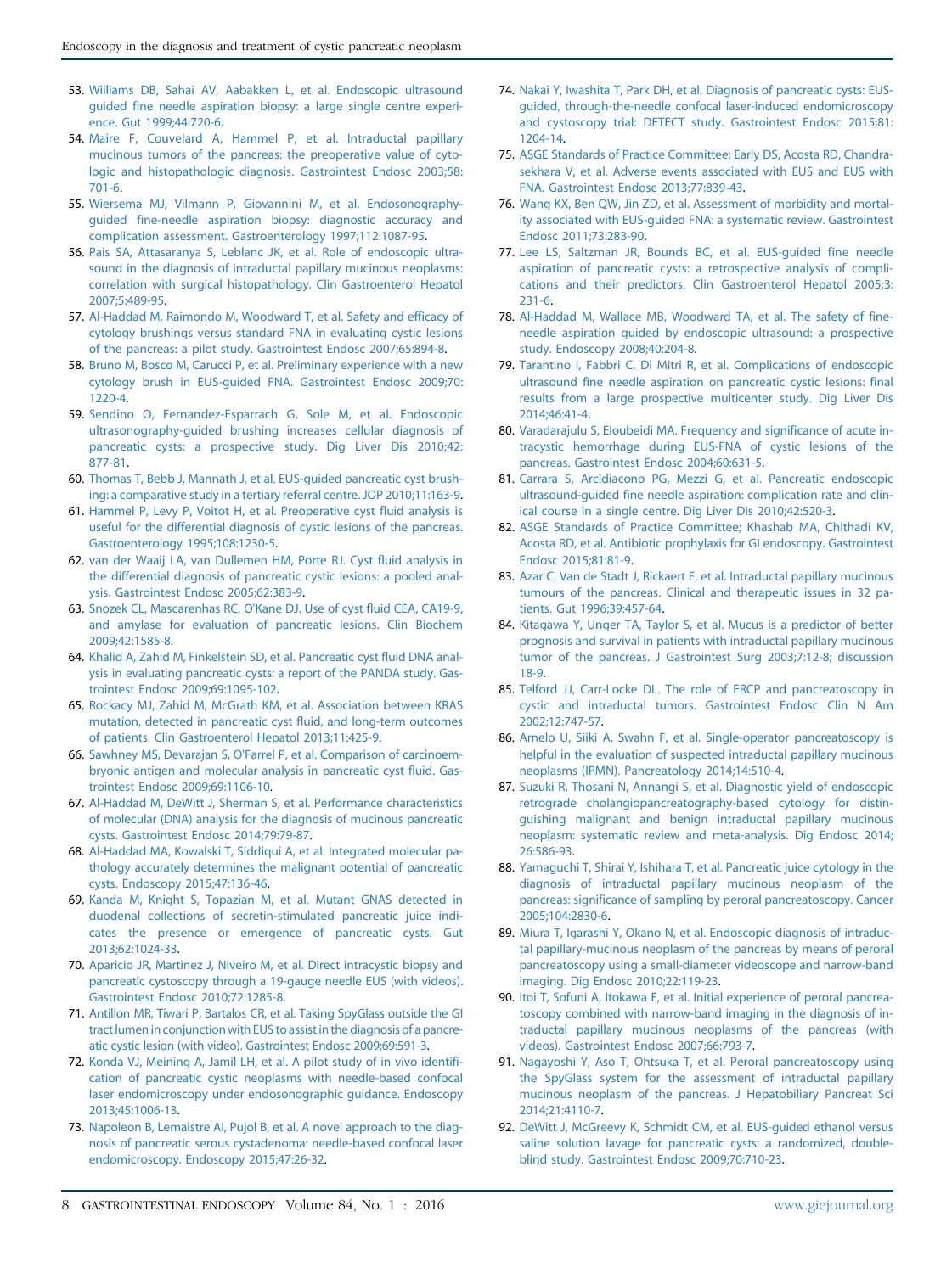53. Williams DB, Sahai AV, Aabakken L, et al. Endoscopic ultrasound guided fine needle aspiration biopsy: a large single centre experience. Gut 1999;44:720-6.
54. Maire F, Couvelard A, Hammel P, et al. Intraductal papillary mucinous tumors of the pancreas: the preoperative value of cytologic and histopathologic diagnosis. Gastrointest Endosc 2003;58:701-6.
55. Wiersema MJ, Vilmann P, Giovannini M, et al. Endosonography-guided fine-needle aspiration biopsy: diagnostic accuracy and complication assessment. Gastroenterology 1997;112:1087-95.
56. Pais SA, Attasaranya S, Leblanc JK, et al. Role of endoscopic ultrasound in the diagnosis of intraductal papillary mucinous neoplasms: correlation with surgical histopathology. Clin Gastroenterol Hepatol 2007;5:489-95.
57. Al-Haddad M, Raimondo M, Woodward T, et al. Safety and efficacy of cytology brushings versus standard FNA in evaluating cystic lesions of the pancreas: a pilot study. Gastrointest Endosc 2007;65:894-8.
58. Bruno M, Bosco M, Carucci P, et al. Preliminary experience with a new cytology brush in EUS-guided FNA. Gastrointest Endosc 2009;70:1220-4.
59. Sendino O, Fernandez-Esparrach G, Sole M, et al. Endoscopic ultrasonography-guided brushing increases cellular diagnosis of pancreatic cysts: a prospective study. Dig Liver Dis 2010;42:877-81.
60. Thomas T, Bebb J, Mannath J, et al. EUS-guided pancreatic cyst brushing: a comparative study in a tertiary referral centre. JOP 2010;11:163-9.
61. Hammel P, Levy P, Voitot H, et al. Preoperative cyst fluid analysis is useful for the differential diagnosis of cystic lesions of the pancreas. Gastroenterology 1995;108:1230-5.
62. van der Waaij LA, van Dullemen HM, Porte RJ. Cyst fluid analysis in the differential diagnosis of pancreatic cystic lesions: a pooled analysis. Gastrointest Endosc 2005;62:383-9.
63. Snozek CL, Mascarenhas RC, O'Kane DJ. Use of cyst fluid CEA, CA19-9, and amylase for evaluation of pancreatic lesions. Clin Biochem 2009;42:1585-8.
64. Khalid A, Zahid M, Finkelstein SD, et al. Pancreatic cyst fluid DNA analysis in evaluating pancreatic cysts: a report of the PANDA study. Gastrointest Endosc 2009;69:1095-102.
65. Rockacy MJ, Zahid M, McGrath KM, et al. Association between KRAS mutation, detected in pancreatic cyst fluid, and long-term outcomes of patients. Clin Gastroenterol Hepatol 2013;11:425-9.
66. Sawhney MS, Devarajan S, O'Farrel P, et al. Comparison of carcinoembryonic antigen and molecular analysis in pancreatic cyst fluid. Gastrointest Endosc 2009;69:1106-10.
67. Al-Haddad M, DeWitt J, Sherman S, et al. Performance characteristics of molecular (DNA) analysis for the diagnosis of mucinous pancreatic cysts. Gastrointest Endosc 2014;79:79-87.
68. Al-Haddad MA, Kowalski T, Siddiqui A, et al. Integrated molecular pathology accurately determines the malignant potential of pancreatic cysts. Endoscopy 2015;47:136-46.
69. Kanda M, Knight S, Topazian M, et al. Mutant GNAS detected in duodenal collections of secretin-stimulated pancreatic juice indicates the presence or emergence of pancreatic cysts. Gut 2013;62:1024-33.
70. Aparicio JR, Martinez J, Niveiro M, et al. Direct intracystic biopsy and pancreatic cystoscopy through a 19-gauge needle EUS (with videos). Gastrointest Endosc 2010;72:1285-8.
71. Antillon MR, Tiwari P, Bartalos CR, et al. Taking SpyGlass outside the GI tract lumen in conjunction with EUS to assist in the diagnosis of a pancreatic cystic lesion (with video). Gastrointest Endosc 2009;69:591-3.
72. Konda VJ, Meining A, Jamil LH, et al. A pilot study of in vivo identification of pancreatic cystic neoplasms with needle-based confocal laser endomicroscopy under endosonographic guidance. Endoscopy 2013;45:1006-13.
73. Napoleon B, Lemaistre AI, Pujol B, et al. A novel approach to the diagnosis of pancreatic serous cystadenoma: needle-based confocal laser endomicroscopy. Endoscopy 2015;47:26-32.
74. Nakai Y, Iwashita T, Park DH, et al. Diagnosis of pancreatic cysts: EUS-guided, through-the-needle confocal laser-induced endomicroscopy and cystoscopy trial: DETECT study. Gastrointest Endosc 2015;81:1204-14.
75. ASGE Standards of Practice Committee; Early DS, Acosta RD, Chandrasekhara V, et al. Adverse events associated with EUS and EUS with FNA. Gastrointest Endosc 2013;77:839-43.
76. Wang KX, Ben QW, Jin ZD, et al. Assessment of morbidity and mortality associated with EUS-guided FNA: a systematic review. Gastrointest Endosc 2011;73:283-90.
77. Lee LS, Saltzman JR, Bounds BC, et al. EUS-guided fine needle aspiration of pancreatic cysts: a retrospective analysis of complications and their predictors. Clin Gastroenterol Hepatol 2005;3:231-6.
78. Al-Haddad M, Wallace MB, Woodward TA, et al. The safety of fine-needle aspiration guided by endoscopic ultrasound: a prospective study. Endoscopy 2008;40:204-8.
79. Tarantino I, Fabbri C, Di Mitri R, et al. Complications of endoscopic ultrasound fine needle aspiration on pancreatic cystic lesions: final results from a large prospective multicenter study. Dig Liver Dis 2014;46:41-4.
80. Varadarajulu S, Eloubeidi MA. Frequency and significance of acute intracystic hemorrhage during EUS-FNA of cystic lesions of the pancreas. Gastrointest Endosc 2004;60:631-5.
81. Carrara S, Arcidiacono PG, Mezzi G, et al. Pancreatic endoscopic ultrasound-guided fine needle aspiration: complication rate and clinical course in a single centre. Dig Liver Dis 2010;42:520-3.
82. ASGE Standards of Practice Committee; Khashab MA, Chithadi KV, Acosta RD, et al. Antibiotic prophylaxis for GI endoscopy. Gastrointest Endosc 2015;81:81-9.
83. Azar C, Van de Stadt J, Rickaert F, et al. Intraductal papillary mucinous tumours of the pancreas. Clinical and therapeutic issues in 32 patients. Gut 1996;39:457-64.
84. Kitagawa Y, Unger TA, Taylor S, et al. Mucus is a predictor of better prognosis and survival in patients with intraductal papillary mucinous tumor of the pancreas. J Gastrointest Surg 2003;7:12-8; discussion 18-9.
85. Telford JJ, Carr-Locke DL. The role of ERCP and pancreatoscopy in cystic and intraductal tumors. Gastrointest Endosc Clin N Am 2002;12:747-57.
86. Arnelo U, Siiki A, Swahn F, et al. Single-operator pancreatoscopy is helpful in the evaluation of suspected intraductal papillary mucinous neoplasms (IPMN). Pancreatology 2014;14:510-4.
87. Suzuki R, Thosani N, Annangi S, et al. Diagnostic yield of endoscopic retrograde cholangiopancreatography-based cytology for distinguishing malignant and benign intraductal papillary mucinous neoplasm: systematic review and meta-analysis. Dig Endosc 2014;26:586-93.
88. Yamaguchi T, Shirai Y, Ishihara T, et al. Pancreatic juice cytology in the diagnosis of intraductal papillary mucinous neoplasm of the pancreas: significance of sampling by peroral pancreatoscopy. Cancer 2005;104:2830-6.
89. Miura T, Igarashi Y, Okano N, et al. Endoscopic diagnosis of intraductal papillary-mucinous neoplasm of the pancreas by means of peroral pancreatoscopy using a small-diameter videoscope and narrow-band imaging. Dig Endosc 2010;22:119-23.
90. Itoi T, Sofuni A, Itokawa F, et al. Initial experience of peroral pancreatoscopy combined with narrow-band imaging in the diagnosis of intraductal papillary mucinous neoplasms of the pancreas (with videos). Gastrointest Endosc 2007;66:793-7.
91. Nagayoshi Y, Aso T, Ohtsuka T, et al. Peroral pancreatoscopy using the SpyGlass system for the assessment of intraductal papillary mucinous neoplasm of the pancreas. J Hepatobiliary Pancreat Sci 2014;21:4110-7.
92. DeWitt J, McGreevy K, Schmidt CM, et al. EUS-guided ethanol versus saline solution lavage for pancreatic cysts: a randomized, double-blind study. Gastrointest Endosc 2009;70:710-23.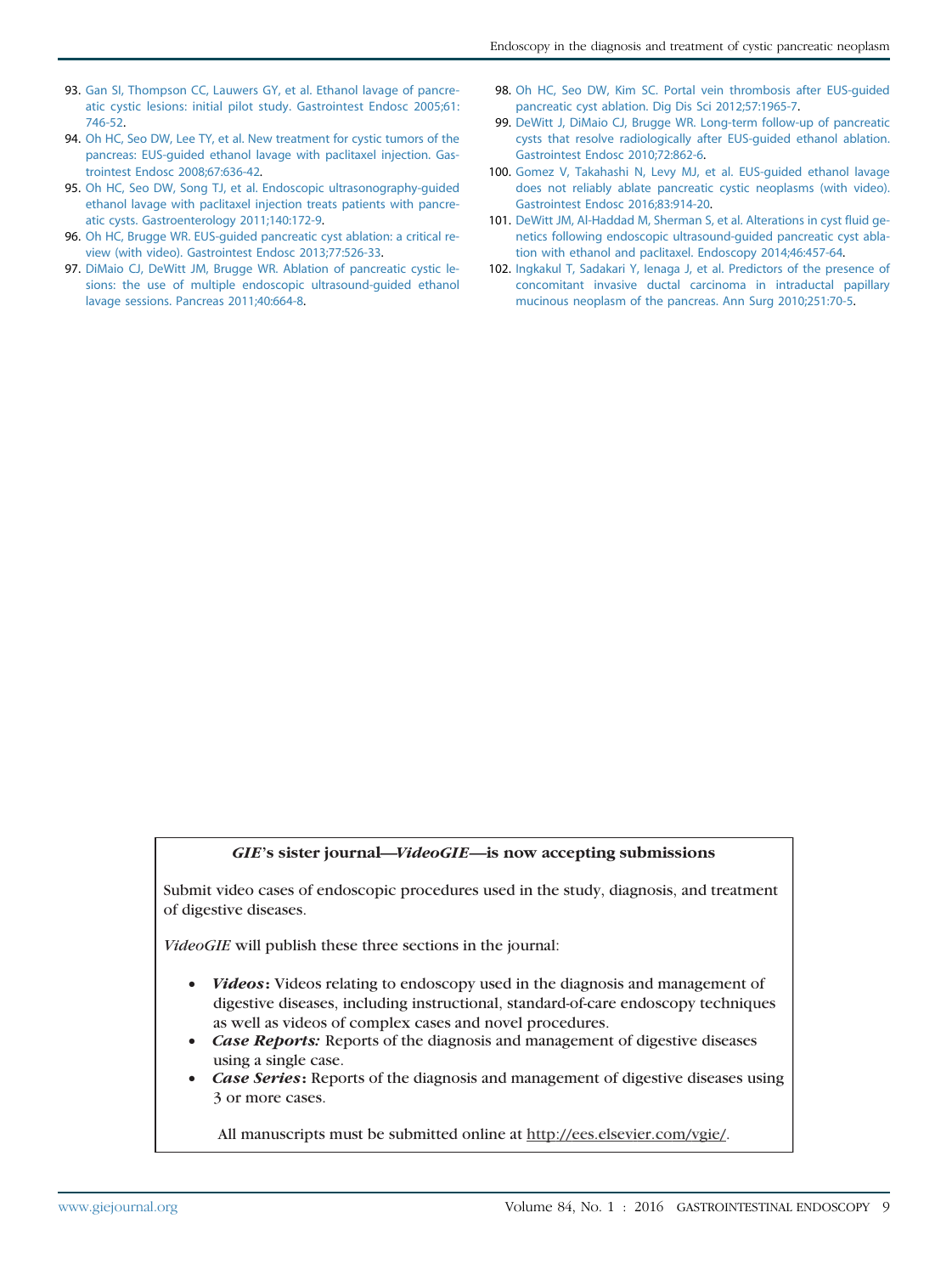93. Gan SI, Thompson CC, Lauwers GY, et al. Ethanol lavage of pancreatic cystic lesions: initial pilot study. Gastrointest Endosc 2005;61:746-52.
94. Oh HC, Seo DW, Lee TY, et al. New treatment for cystic tumors of the pancreas: EUS-guided ethanol lavage with paclitaxel injection. Gastrointest Endosc 2008;67:636-42.
95. Oh HC, Seo DW, Song TJ, et al. Endoscopic ultrasonography-guided ethanol lavage with paclitaxel injection treats patients with pancreatic cysts. Gastroenterology 2011;140:172-9.
96. Oh HC, Brugge WR. EUS-guided pancreatic cyst ablation: a critical review (with video). Gastrointest Endosc 2013;77:526-33.
97. DiMaio CJ, DeWitt JM, Brugge WR. Ablation of pancreatic cystic lesions: the use of multiple endoscopic ultrasound-guided ethanol lavage sessions. Pancreas 2011;40:664-8.
98. Oh HC, Seo DW, Kim SC. Portal vein thrombosis after EUS-guided pancreatic cyst ablation. Dig Dis Sci 2012;57:1965-7.
99. DeWitt J, DiMaio CJ, Brugge WR. Long-term follow-up of pancreatic cysts that resolve radiologically after EUS-guided ethanol ablation. Gastrointest Endosc 2010;72:862-6.
100. Gomez V, Takahashi N, Levy MJ, et al. EUS-guided ethanol lavage does not reliably ablate pancreatic cystic neoplasms (with video). Gastrointest Endosc 2016;83:914-20.
101. DeWitt JM, Al-Haddad M, Sherman S, et al. Alterations in cyst fluid genetics following endoscopic ultrasound-guided pancreatic cyst ablation with ethanol and paclitaxel. Endoscopy 2014;46:457-64.
102. Ingkakul T, Sadakari Y, Ienaga J, et al. Predictors of the presence of concomitant invasive ductal carcinoma in intraductal papillary mucinous neoplasm of the pancreas. Ann Surg 2010;251:70-5.

**_GIE_'s sister journal—_VideoGIE_—is now accepting submissions**

Submit video cases of endoscopic procedures used in the study, diagnosis, and treatment of digestive diseases.

_VideoGIE_ will publish these three sections in the journal:

- **_Videos_:** Videos relating to endoscopy used in the diagnosis and management of digestive diseases, including instructional, standard-of-care endoscopy techniques as well as videos of complex cases and novel procedures.
- **_Case Reports:_** Reports of the diagnosis and management of digestive diseases using a single case.
- **_Case Series_:** Reports of the diagnosis and management of digestive diseases using 3 or more cases.

All manuscripts must be submitted online at http://ees.elsevier.com/vgie/.